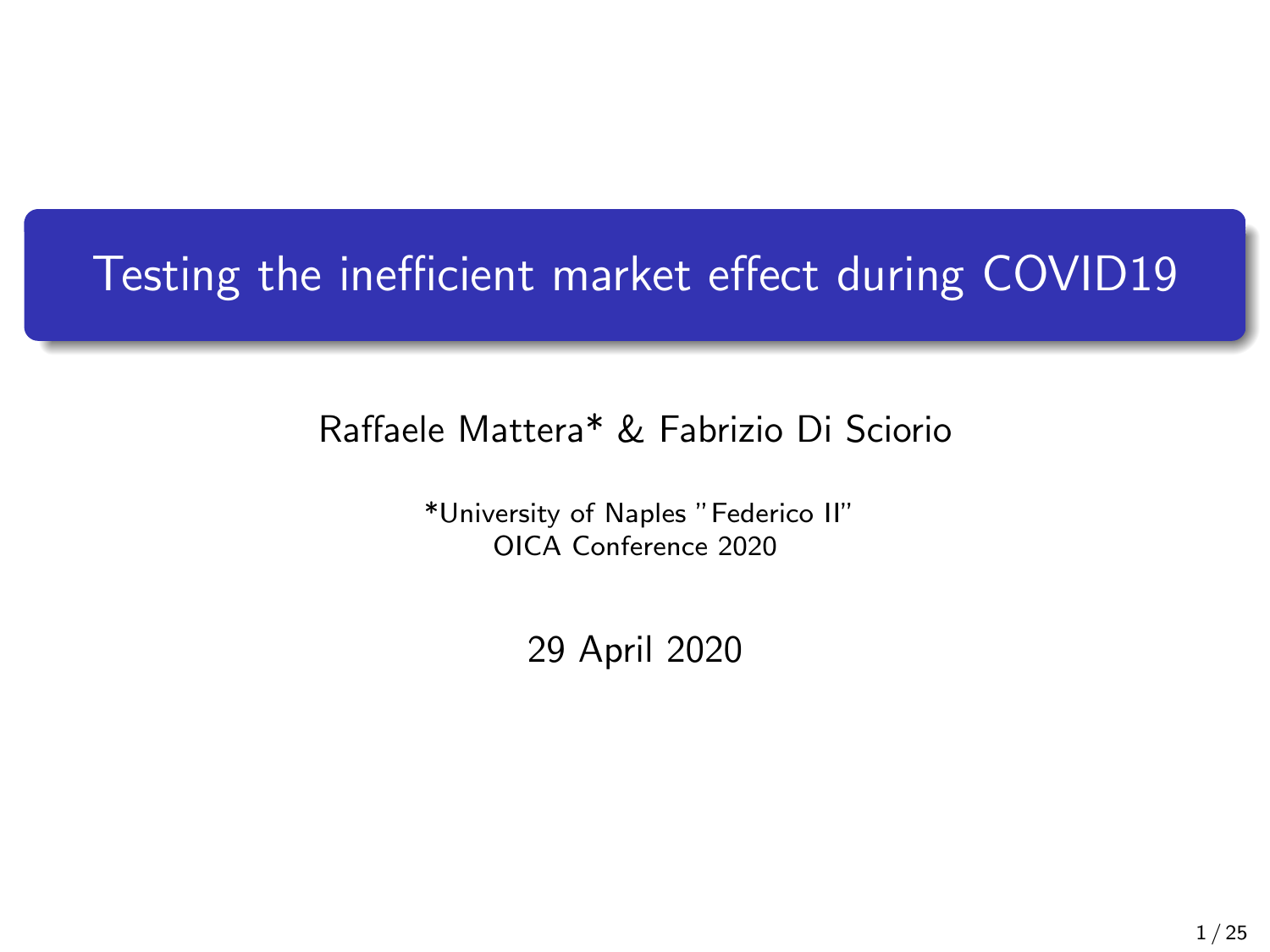# Testing the inefficient market effect during COVID19

Raffaele Mattera* & Fabrizio Di Sciorio

*University of Naples "Federico II"
OICA Conference 2020

29 April 2020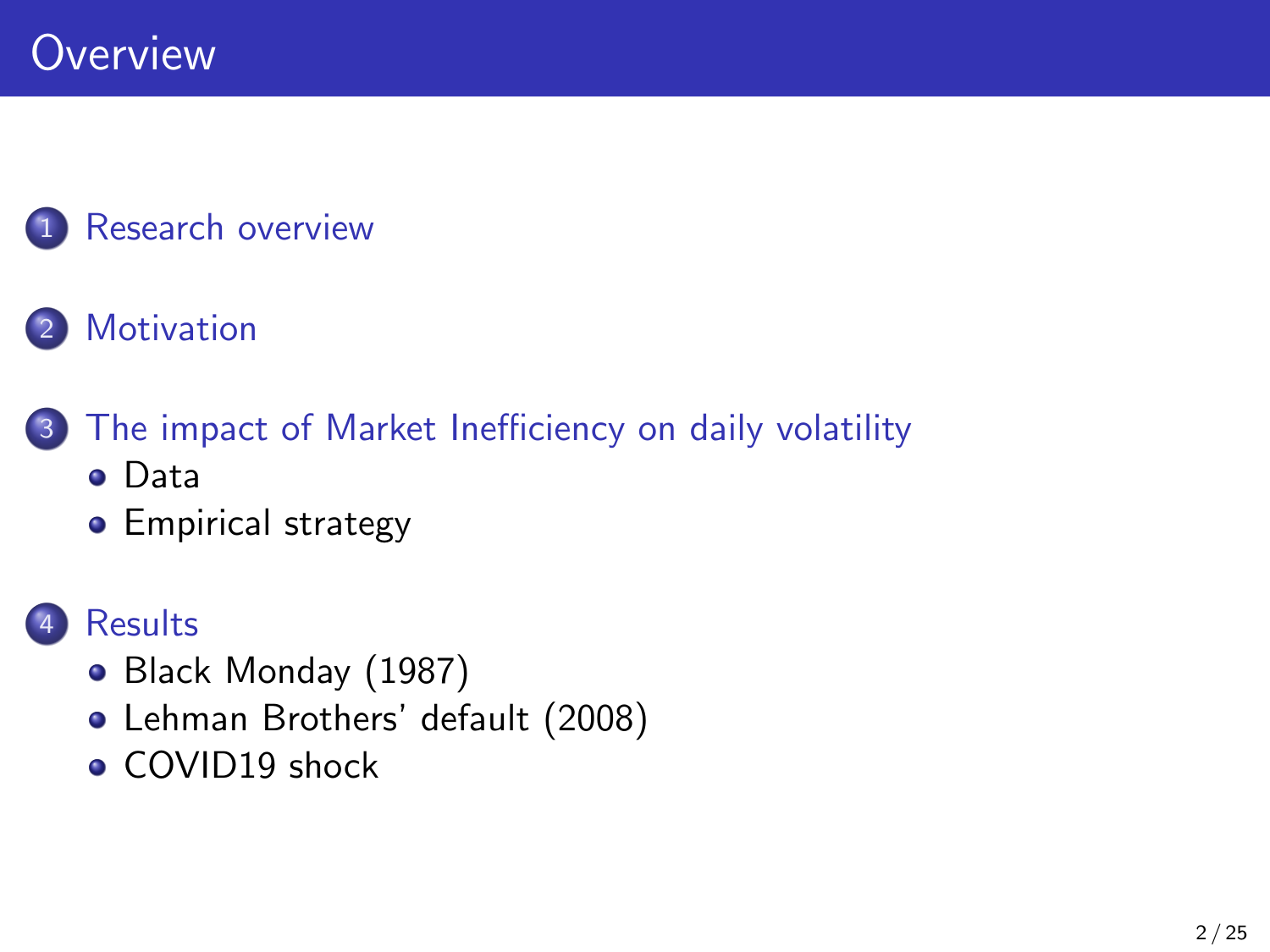# Overview

1. Research overview
2. Motivation
3. The impact of Market Inefficiency on daily volatility
   - Data
   - Empirical strategy
4. Results
   - Black Monday (1987)
   - Lehman Brothers' default (2008)
   - COVID19 shock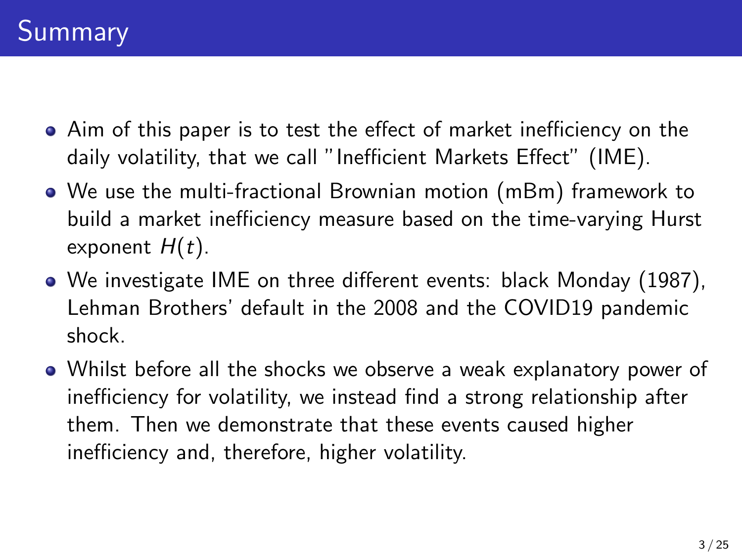# Summary

- Aim of this paper is to test the effect of market inefficiency on the daily volatility, that we call "Inefficient Markets Effect" (IME).
- We use the multi-fractional Brownian motion (mBm) framework to build a market inefficiency measure based on the time-varying Hurst exponent $H(t)$.
- We investigate IME on three different events: black Monday (1987), Lehman Brothers' default in the 2008 and the COVID19 pandemic shock.
- Whilst before all the shocks we observe a weak explanatory power of inefficiency for volatility, we instead find a strong relationship after them. Then we demonstrate that these events caused higher inefficiency and, therefore, higher volatility.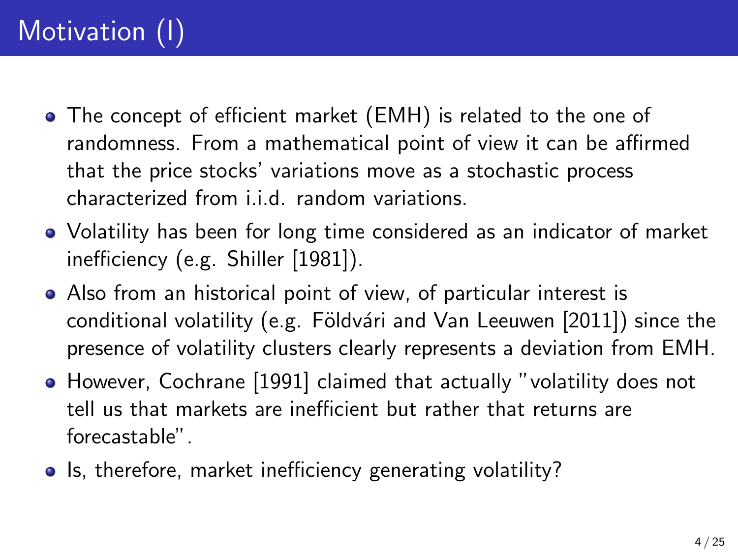# Motivation (I)

- The concept of efficient market (EMH) is related to the one of randomness. From a mathematical point of view it can be affirmed that the price stocks' variations move as a stochastic process characterized from i.i.d. random variations.
- Volatility has been for long time considered as an indicator of market inefficiency (e.g. Shiller [1981]).
- Also from an historical point of view, of particular interest is conditional volatility (e.g. Földvári and Van Leeuwen [2011]) since the presence of volatility clusters clearly represents a deviation from EMH.
- However, Cochrane [1991] claimed that actually "volatility does not tell us that markets are inefficient but rather that returns are forecastable".
- Is, therefore, market inefficiency generating volatility?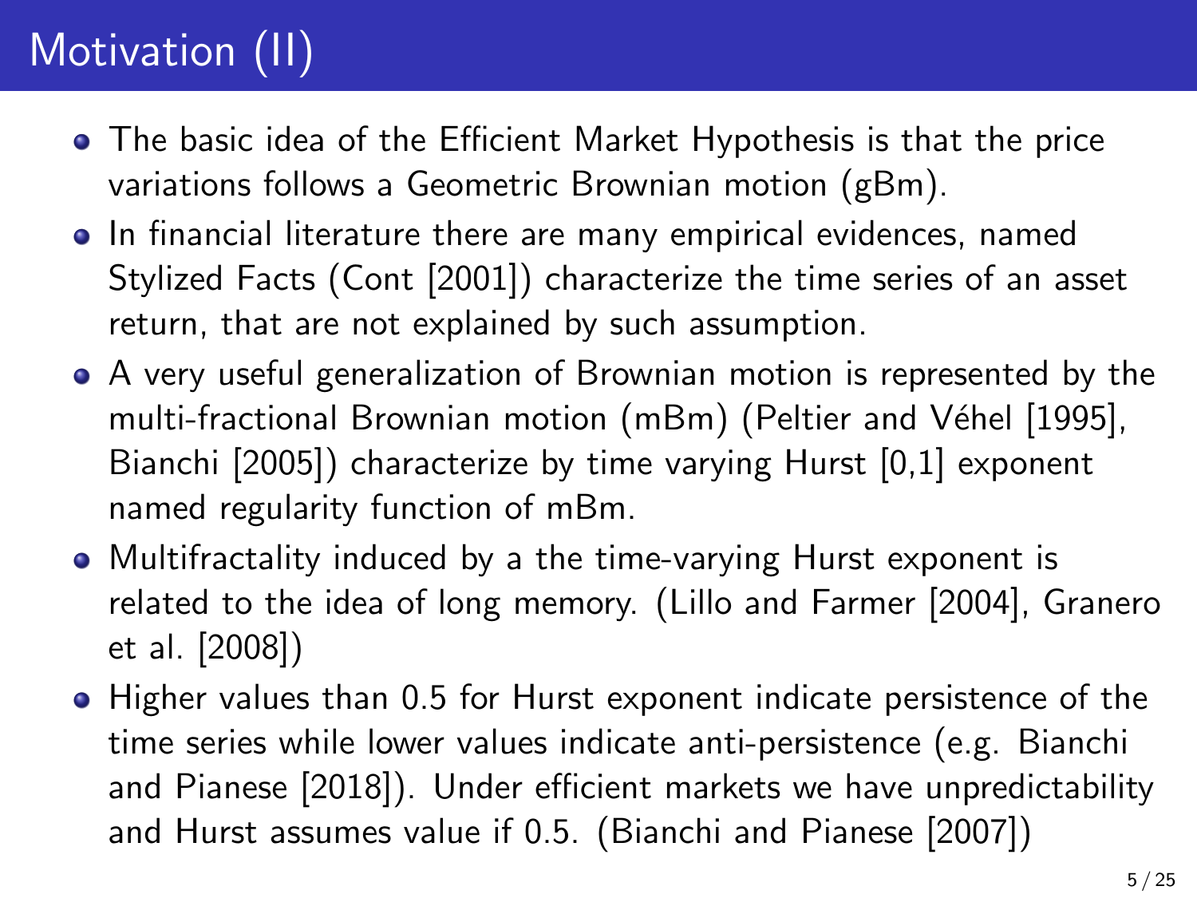# Motivation (II)

- The basic idea of the Efficient Market Hypothesis is that the price variations follows a Geometric Brownian motion (gBm).
- In financial literature there are many empirical evidences, named Stylized Facts (Cont [2001]) characterize the time series of an asset return, that are not explained by such assumption.
- A very useful generalization of Brownian motion is represented by the multi-fractional Brownian motion (mBm) (Peltier and Véhel [1995], Bianchi [2005]) characterize by time varying Hurst [0,1] exponent named regularity function of mBm.
- Multifractality induced by a the time-varying Hurst exponent is related to the idea of long memory. (Lillo and Farmer [2004], Granero et al. [2008])
- Higher values than 0.5 for Hurst exponent indicate persistence of the time series while lower values indicate anti-persistence (e.g. Bianchi and Pianese [2018]). Under efficient markets we have unpredictability and Hurst assumes value if 0.5. (Bianchi and Pianese [2007])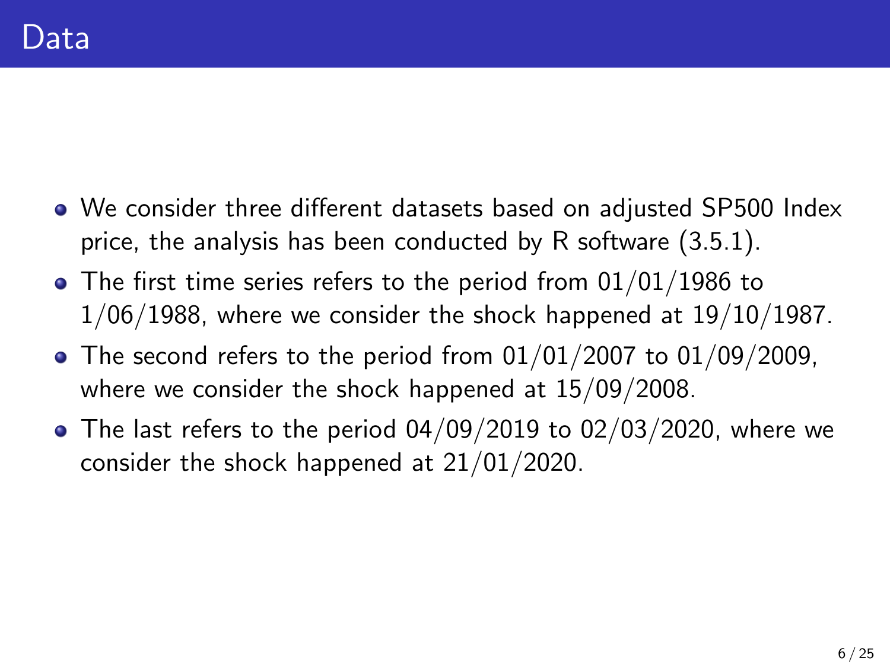# Data

- We consider three different datasets based on adjusted SP500 Index price, the analysis has been conducted by R software (3.5.1).
- The first time series refers to the period from 01/01/1986 to 1/06/1988, where we consider the shock happened at 19/10/1987.
- The second refers to the period from 01/01/2007 to 01/09/2009, where we consider the shock happened at 15/09/2008.
- The last refers to the period 04/09/2019 to 02/03/2020, where we consider the shock happened at 21/01/2020.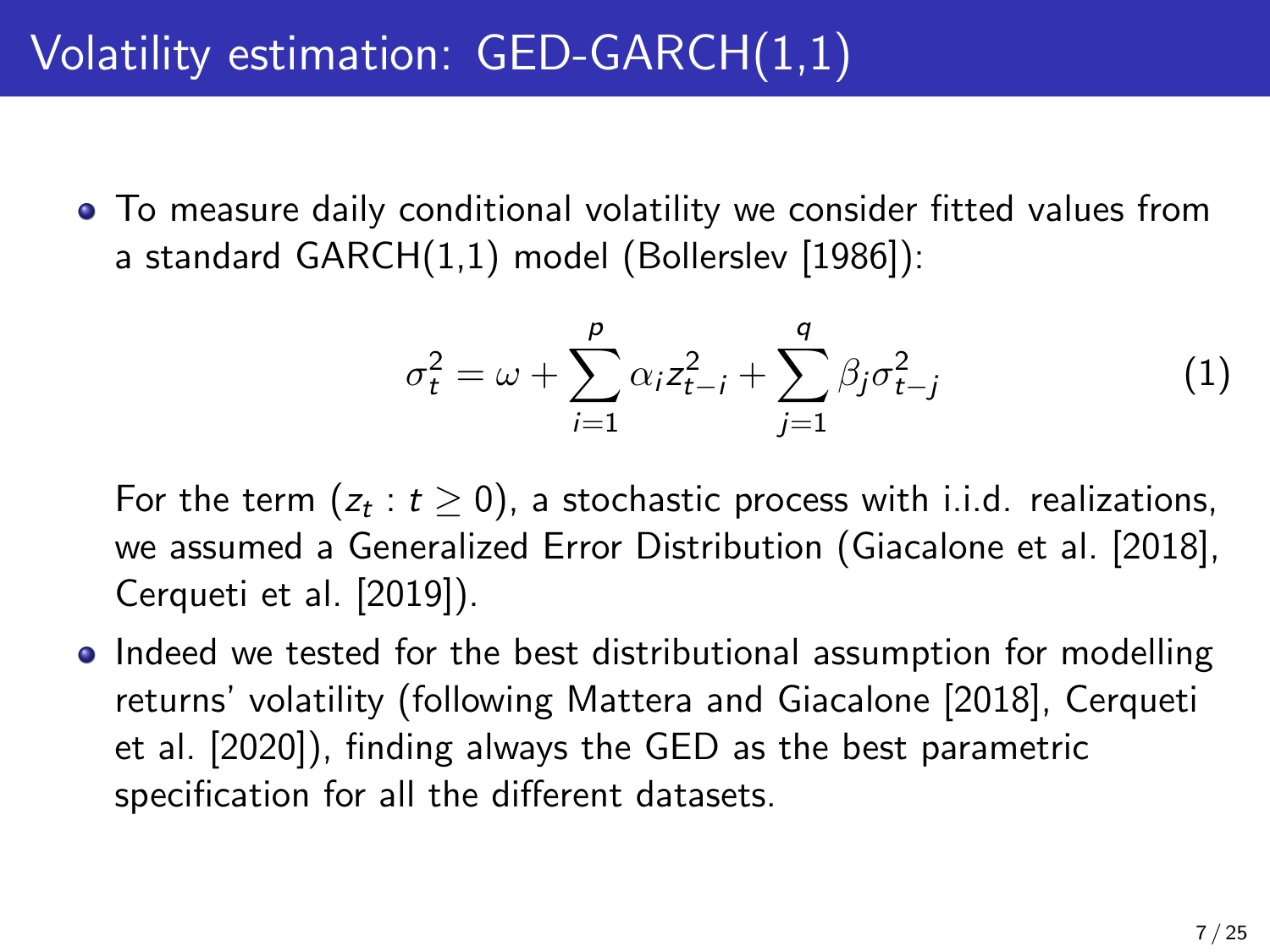# Volatility estimation: GED-GARCH(1,1)

- To measure daily conditional volatility we consider fitted values from a standard GARCH(1,1) model (Bollerslev [1986]):

$$\sigma_t^2 = \omega + \sum_{i=1}^{p} \alpha_i z_{t-i}^2 + \sum_{j=1}^{q} \beta_j \sigma_{t-j}^2 \tag{1}$$

  For the term $(z_t : t \geq 0)$, a stochastic process with i.i.d. realizations, we assumed a Generalized Error Distribution (Giacalone et al. [2018], Cerqueti et al. [2019]).

- Indeed we tested for the best distributional assumption for modelling returns' volatility (following Mattera and Giacalone [2018], Cerqueti et al. [2020]), finding always the GED as the best parametric specification for all the different datasets.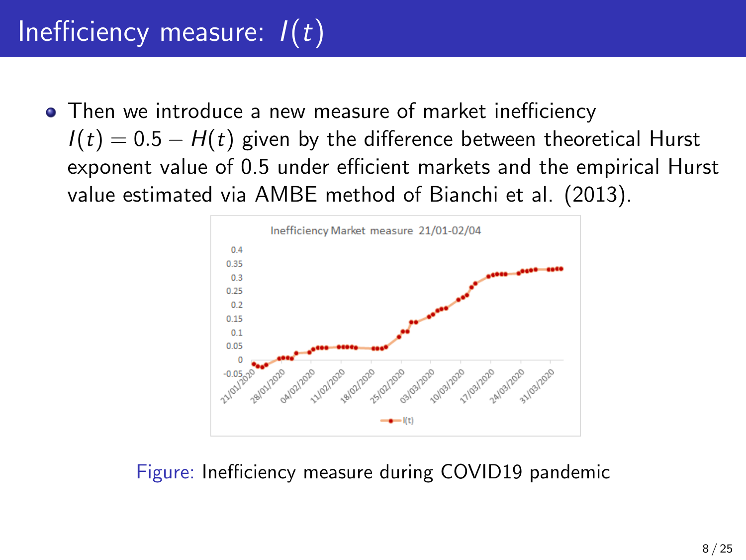# Inefficiency measure: $I(t)$

- Then we introduce a new measure of market inefficiency $I(t) = 0.5 - H(t)$ given by the difference between theoretical Hurst exponent value of 0.5 under efficient markets and the empirical Hurst value estimated via AMBE method of Bianchi et al. (2013).

Figure: Inefficiency measure during COVID19 pandemic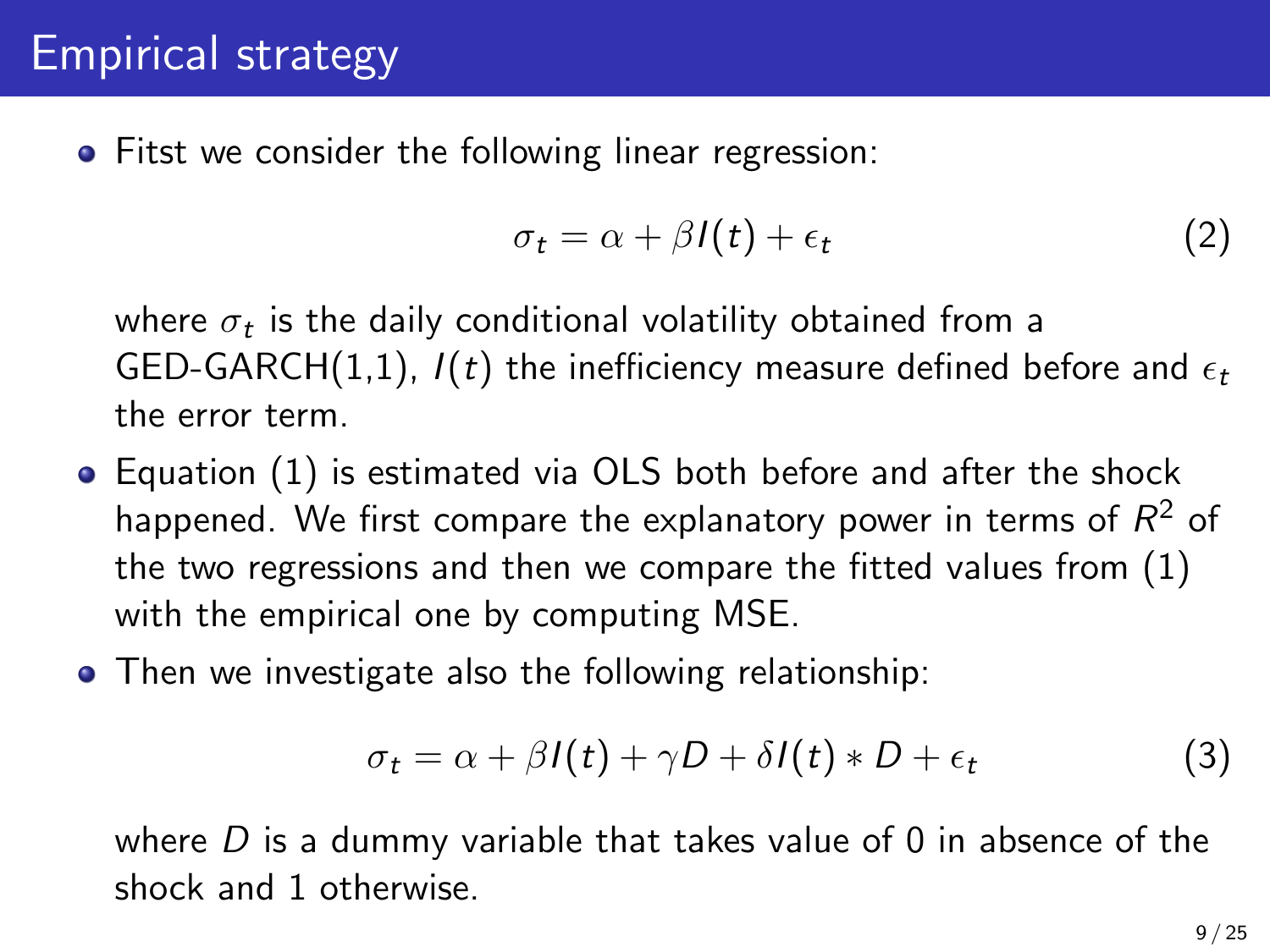# Empirical strategy

- Fitst we consider the following linear regression:

$$\sigma_t = \alpha + \beta I(t) + \epsilon_t \tag{2}$$

  where $\sigma_t$ is the daily conditional volatility obtained from a GED-GARCH(1,1), $I(t)$ the inefficiency measure defined before and $\epsilon_t$ the error term.

- Equation (1) is estimated via OLS both before and after the shock happened. We first compare the explanatory power in terms of $R^2$ of the two regressions and then we compare the fitted values from (1) with the empirical one by computing MSE.

- Then we investigate also the following relationship:

$$\sigma_t = \alpha + \beta I(t) + \gamma D + \delta I(t) * D + \epsilon_t \tag{3}$$

  where $D$ is a dummy variable that takes value of 0 in absence of the shock and 1 otherwise.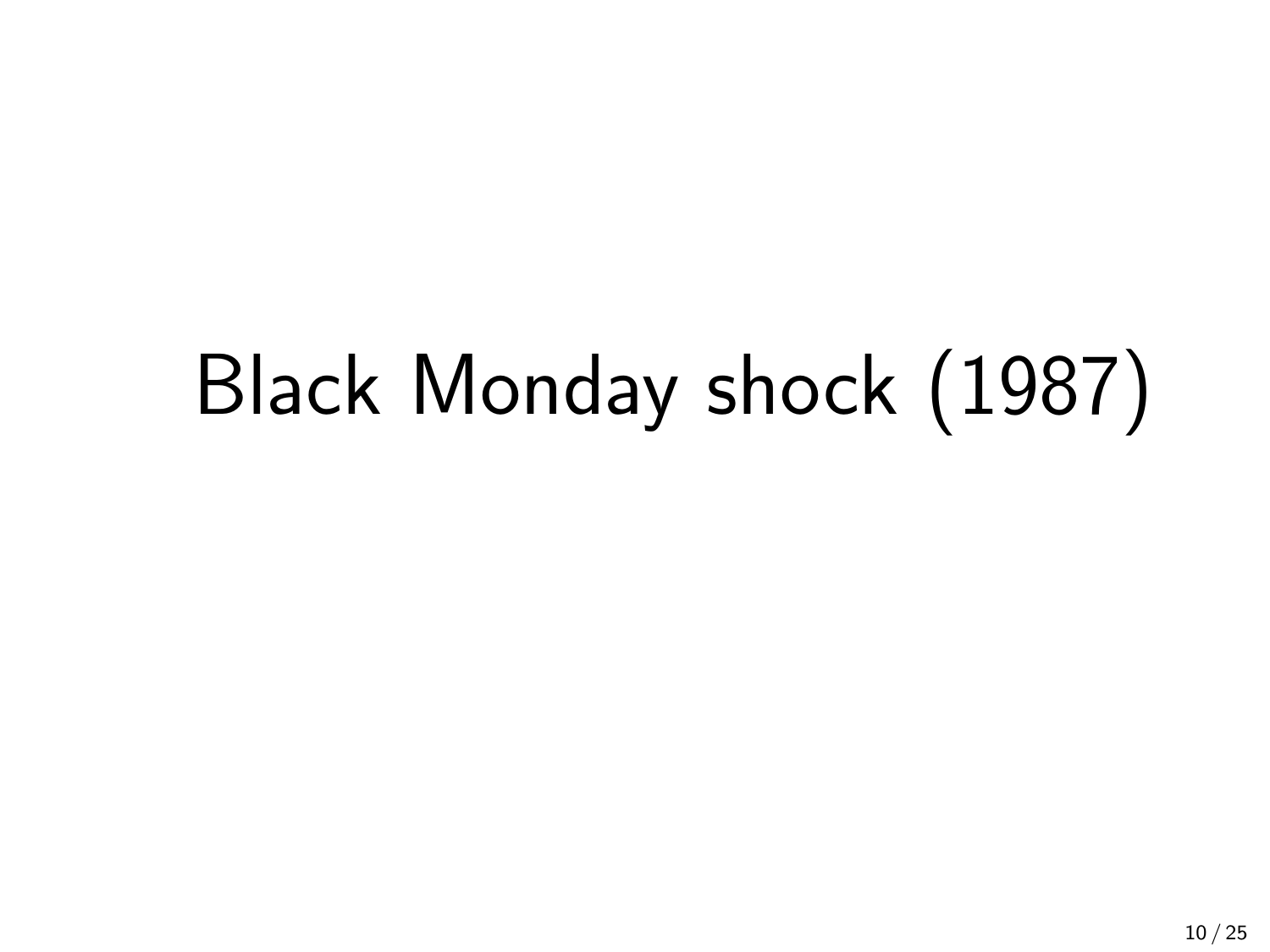# Black Monday shock (1987)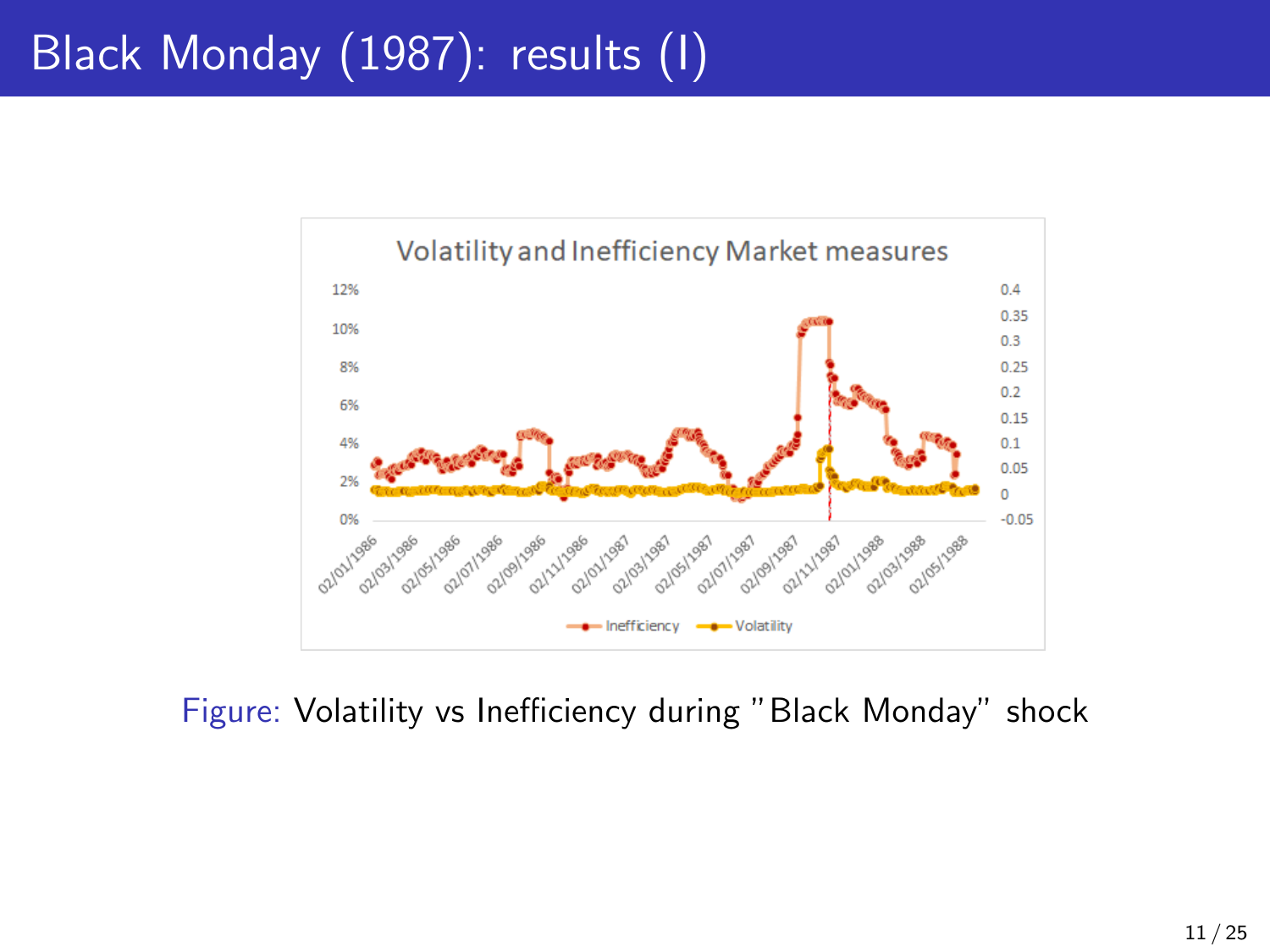# Black Monday (1987): results (I)

Figure: Volatility vs Inefficiency during "Black Monday" shock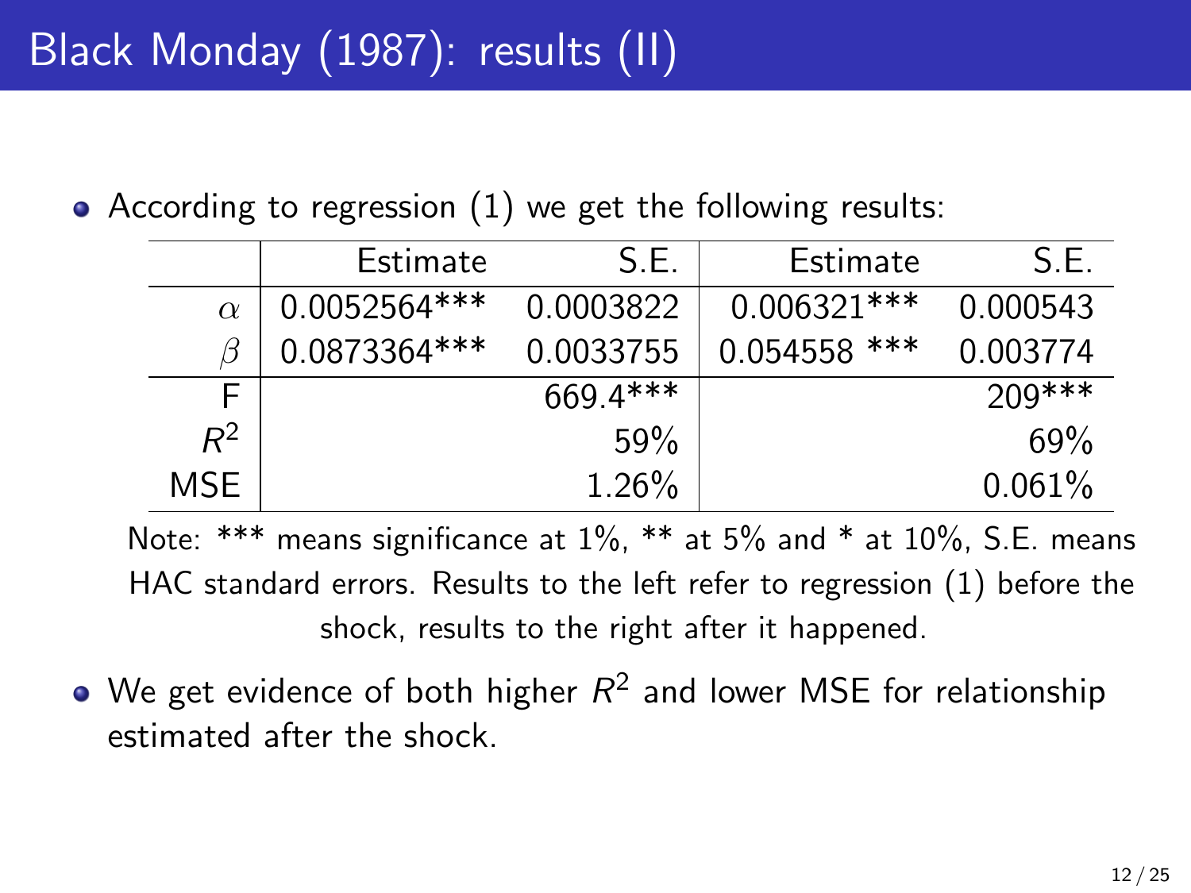# Black Monday (1987): results (II)

- According to regression (1) we get the following results:

| | Estimate | S.E. | Estimate | S.E. |
|---|---|---|---|---|
| $\alpha$ | 0.0052564*** | 0.0003822 | 0.006321*** | 0.000543 |
| $\beta$ | 0.0873364*** | 0.0033755 | 0.054558 *** | 0.003774 |
| F | | 669.4*** | | 209*** |
| $R^2$ | | 59% | | 69% |
| MSE | | 1.26% | | 0.061% |

Note: *** means significance at 1%, ** at 5% and * at 10%, S.E. means HAC standard errors. Results to the left refer to regression (1) before the shock, results to the right after it happened.

- We get evidence of both higher $R^2$ and lower MSE for relationship estimated after the shock.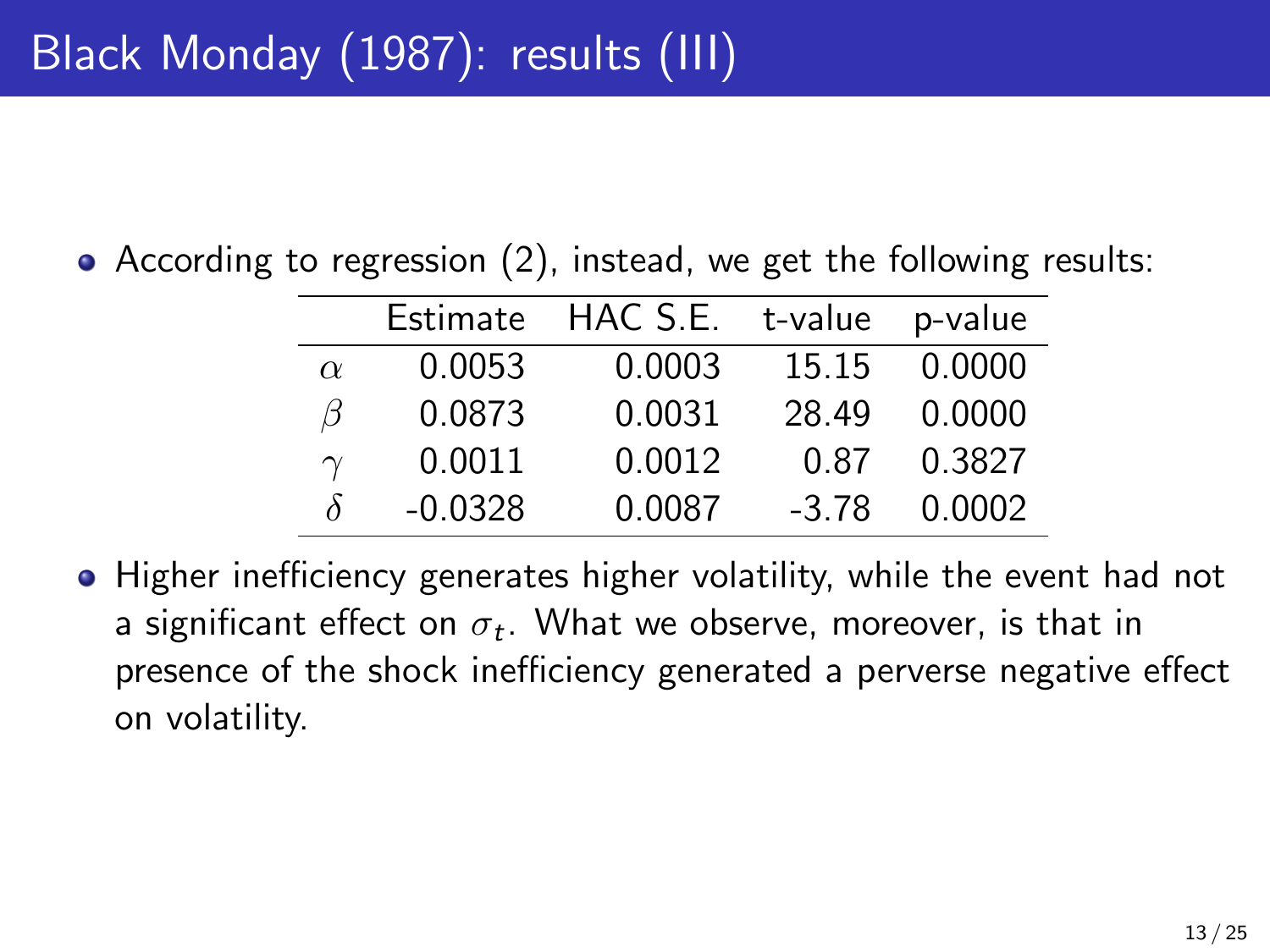# Black Monday (1987): results (III)

- According to regression (2), instead, we get the following results:

| | Estimate | HAC S.E. | t-value | p-value |
|---|---|---|---|---|
| $\alpha$ | 0.0053 | 0.0003 | 15.15 | 0.0000 |
| $\beta$ | 0.0873 | 0.0031 | 28.49 | 0.0000 |
| $\gamma$ | 0.0011 | 0.0012 | 0.87 | 0.3827 |
| $\delta$ | -0.0328 | 0.0087 | -3.78 | 0.0002 |

- Higher inefficiency generates higher volatility, while the event had not a significant effect on $\sigma_t$. What we observe, moreover, is that in presence of the shock inefficiency generated a perverse negative effect on volatility.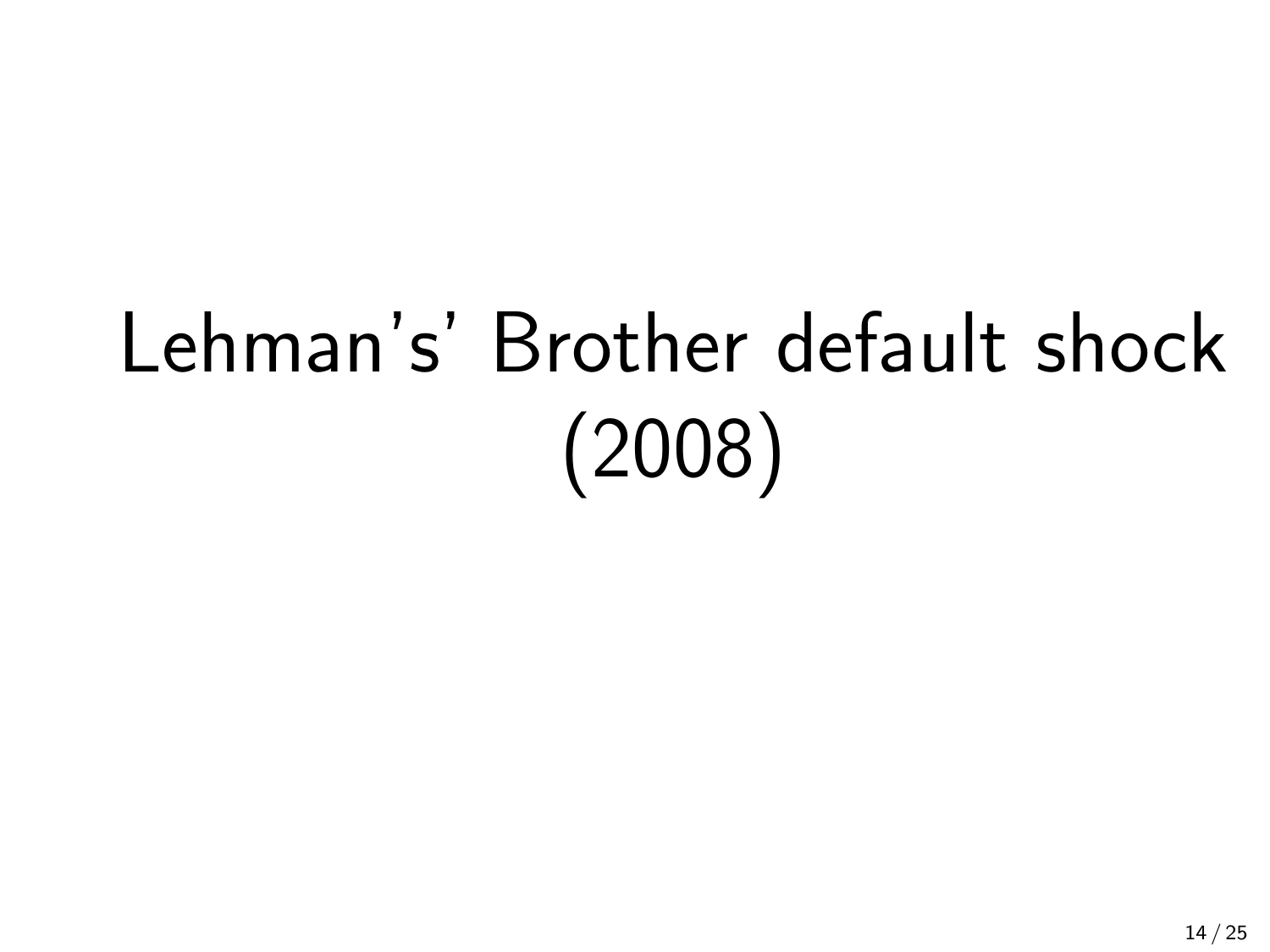# Lehman's' Brother default shock (2008)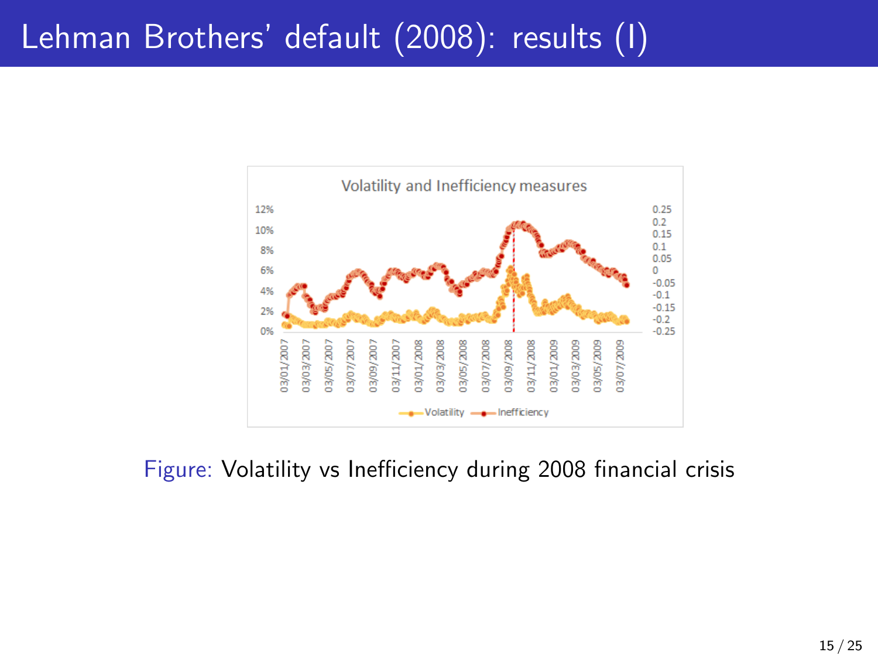# Lehman Brothers' default (2008): results (I)

Figure: Volatility vs Inefficiency during 2008 financial crisis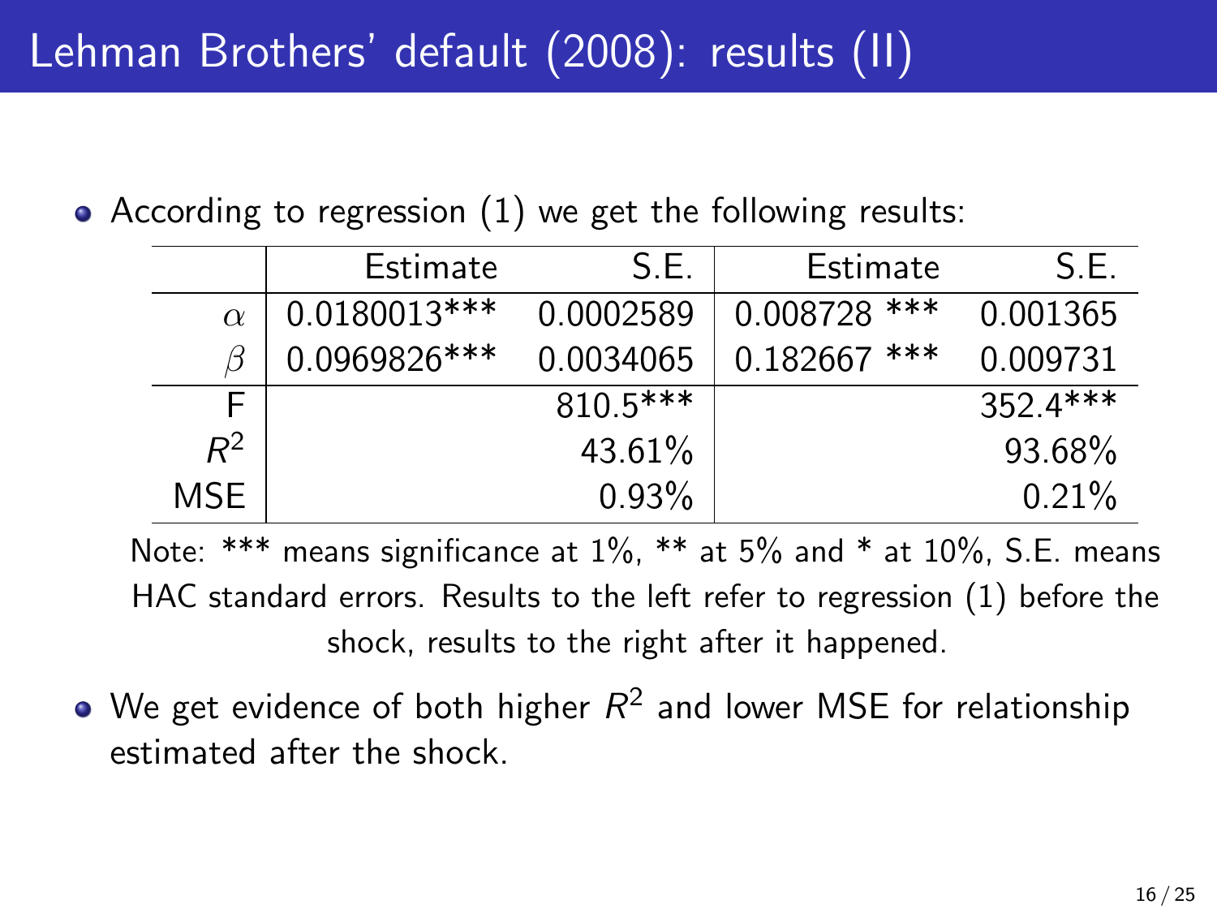# Lehman Brothers' default (2008): results (II)

- According to regression (1) we get the following results:

| | Estimate | S.E. | Estimate | S.E. |
|---|---|---|---|---|
| $\alpha$ | 0.0180013*** | 0.0002589 | 0.008728 *** | 0.001365 |
| $\beta$ | 0.0969826*** | 0.0034065 | 0.182667 *** | 0.009731 |
| F | | 810.5*** | | 352.4*** |
| $R^2$ | | 43.61% | | 93.68% |
| MSE | | 0.93% | | 0.21% |

Note: *** means significance at 1%, ** at 5% and * at 10%, S.E. means HAC standard errors. Results to the left refer to regression (1) before the shock, results to the right after it happened.

- We get evidence of both higher $R^2$ and lower MSE for relationship estimated after the shock.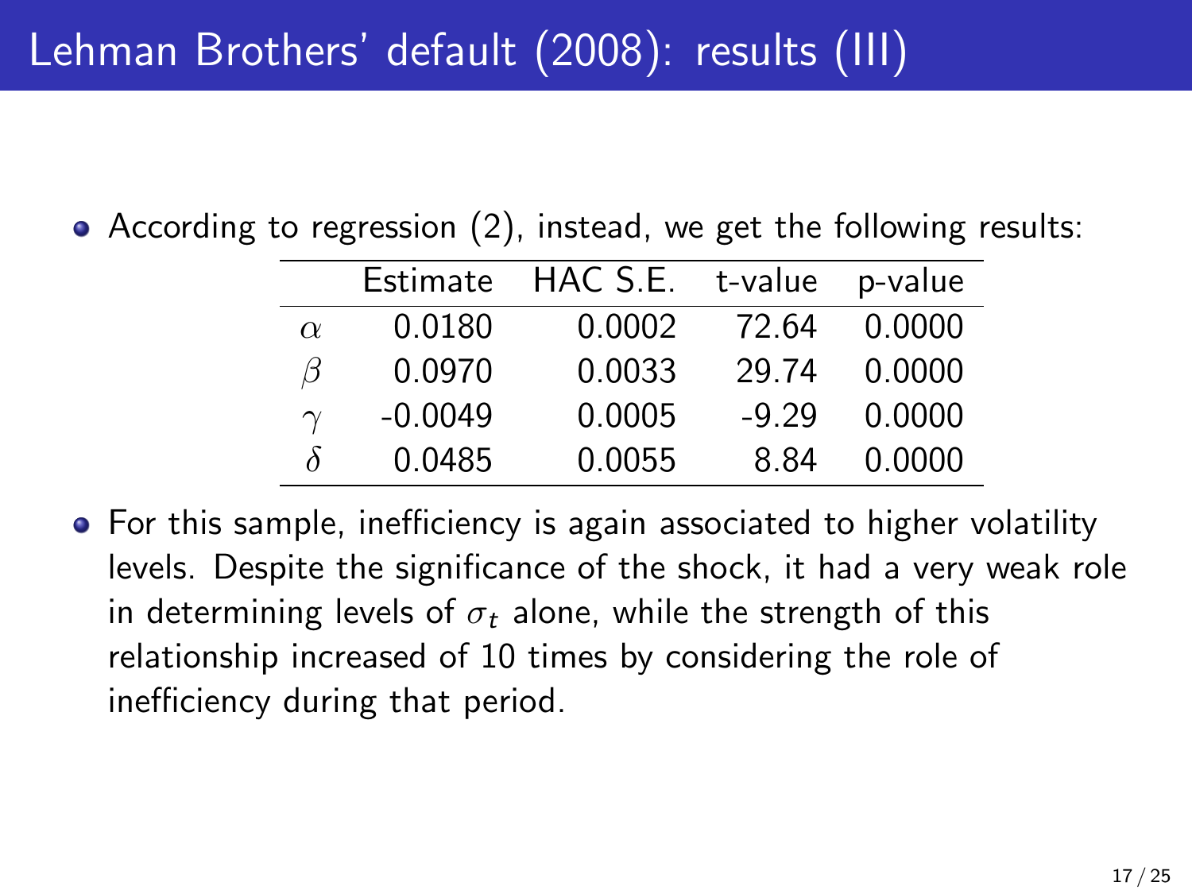# Lehman Brothers' default (2008): results (III)

- According to regression (2), instead, we get the following results:

| | Estimate | HAC S.E. | t-value | p-value |
|---|---|---|---|---|
| $\alpha$ | 0.0180 | 0.0002 | 72.64 | 0.0000 |
| $\beta$ | 0.0970 | 0.0033 | 29.74 | 0.0000 |
| $\gamma$ | -0.0049 | 0.0005 | -9.29 | 0.0000 |
| $\delta$ | 0.0485 | 0.0055 | 8.84 | 0.0000 |

- For this sample, inefficiency is again associated to higher volatility levels. Despite the significance of the shock, it had a very weak role in determining levels of $\sigma_t$ alone, while the strength of this relationship increased of 10 times by considering the role of inefficiency during that period.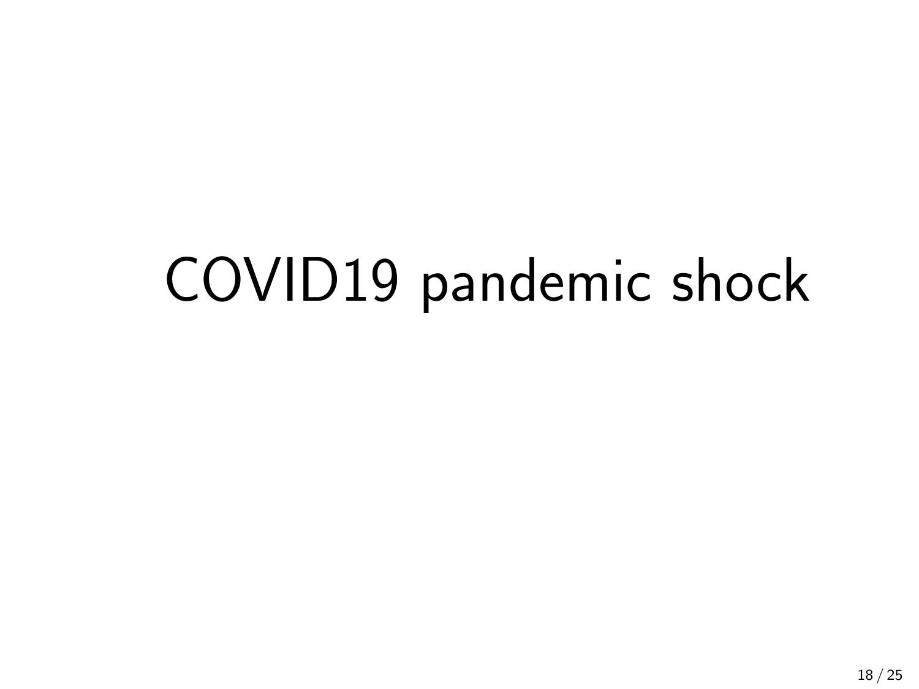# COVID19 pandemic shock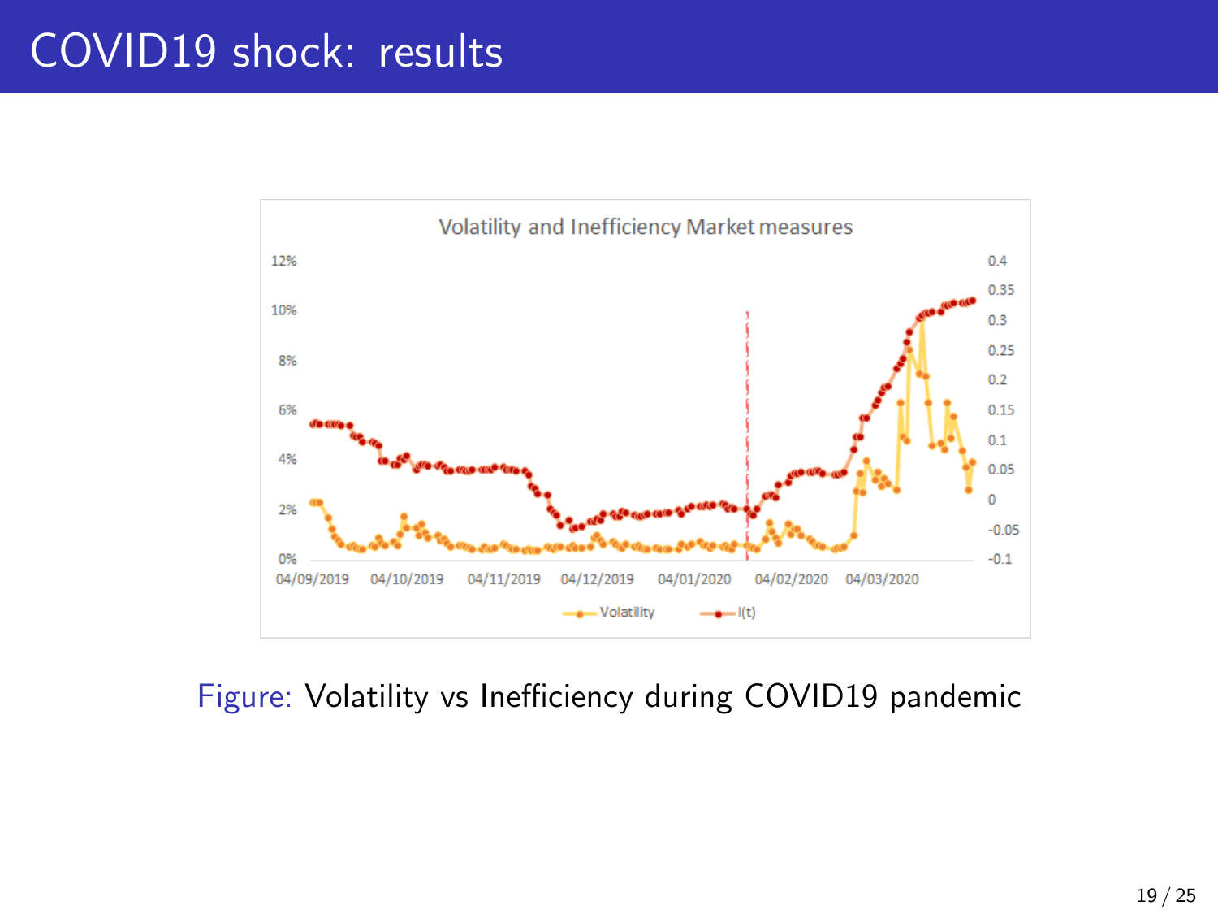# COVID19 shock: results

Figure: Volatility vs Inefficiency during COVID19 pandemic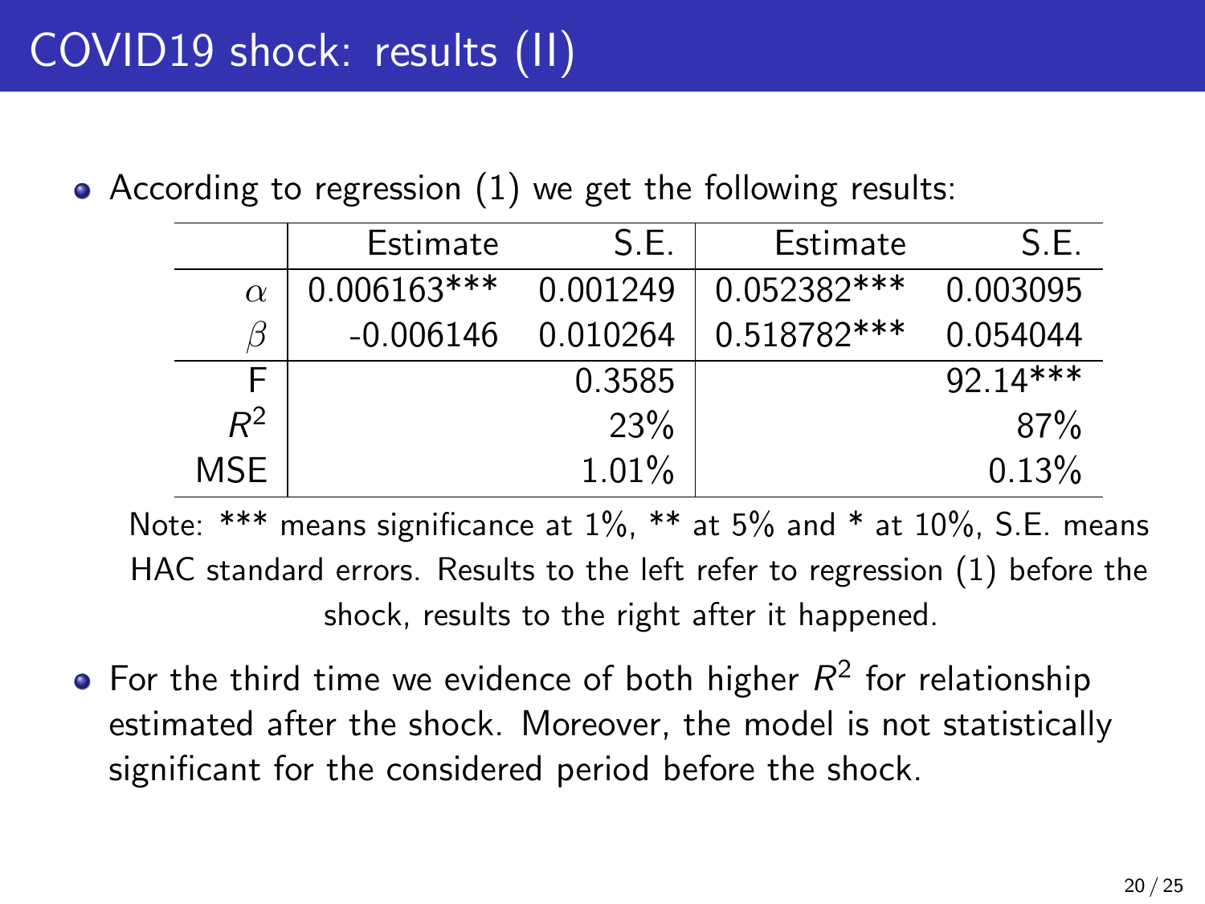# COVID19 shock: results (II)

- According to regression (1) we get the following results:

| | Estimate | S.E. | Estimate | S.E. |
|---|---|---|---|---|
| $\alpha$ | 0.006163*** | 0.001249 | 0.052382*** | 0.003095 |
| $\beta$ | -0.006146 | 0.010264 | 0.518782*** | 0.054044 |
| F | | 0.3585 | | 92.14*** |
| $R^2$ | | 23% | | 87% |
| MSE | | 1.01% | | 0.13% |

Note: *** means significance at 1%, ** at 5% and * at 10%, S.E. means HAC standard errors. Results to the left refer to regression (1) before the shock, results to the right after it happened.

- For the third time we evidence of both higher $R^2$ for relationship estimated after the shock. Moreover, the model is not statistically significant for the considered period before the shock.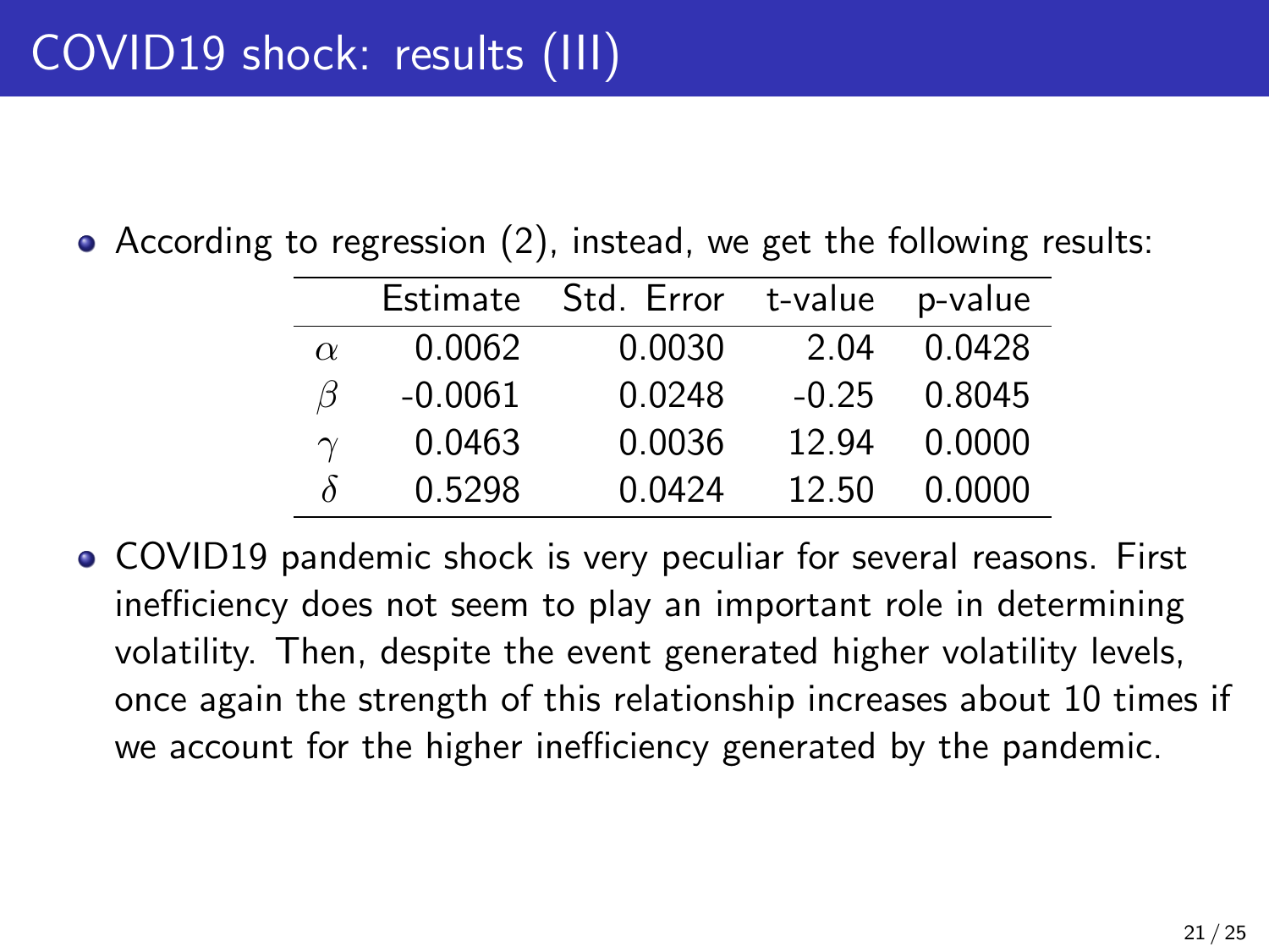# COVID19 shock: results (III)

- According to regression (2), instead, we get the following results:

| | Estimate | Std. Error | t-value | p-value |
|---|---|---|---|---|
| $\alpha$ | 0.0062 | 0.0030 | 2.04 | 0.0428 |
| $\beta$ | -0.0061 | 0.0248 | -0.25 | 0.8045 |
| $\gamma$ | 0.0463 | 0.0036 | 12.94 | 0.0000 |
| $\delta$ | 0.5298 | 0.0424 | 12.50 | 0.0000 |

- COVID19 pandemic shock is very peculiar for several reasons. First inefficiency does not seem to play an important role in determining volatility. Then, despite the event generated higher volatility levels, once again the strength of this relationship increases about 10 times if we account for the higher inefficiency generated by the pandemic.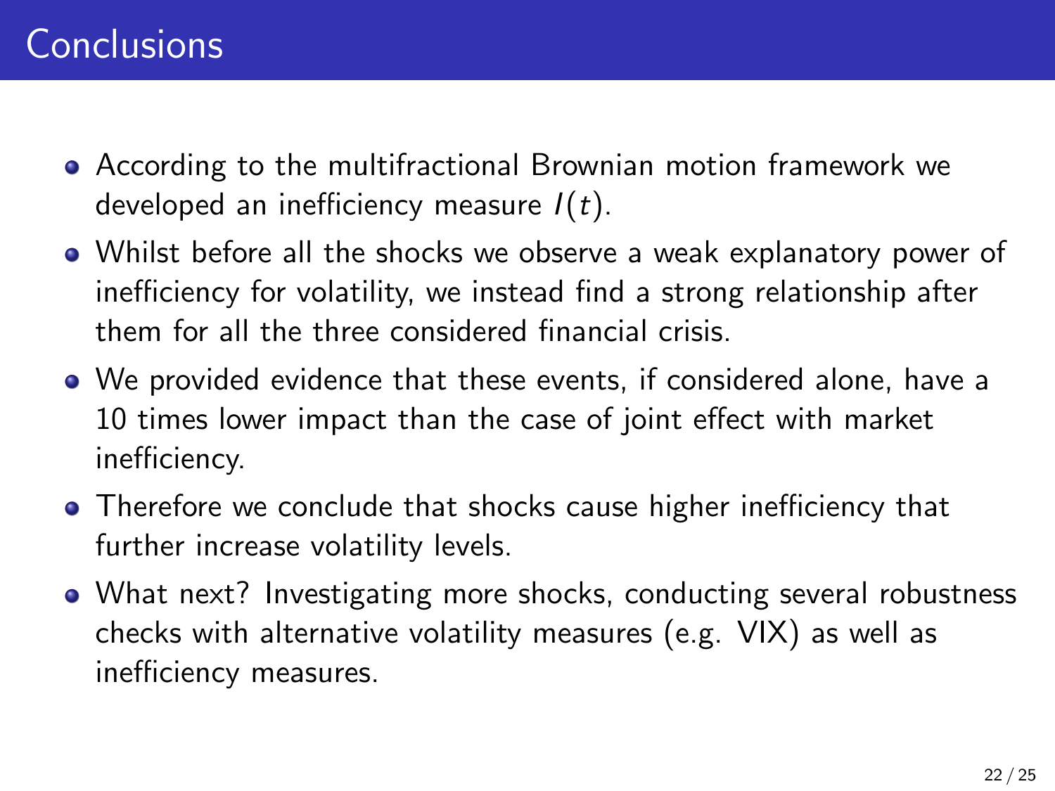# Conclusions

- According to the multifractional Brownian motion framework we developed an inefficiency measure $I(t)$.
- Whilst before all the shocks we observe a weak explanatory power of inefficiency for volatility, we instead find a strong relationship after them for all the three considered financial crisis.
- We provided evidence that these events, if considered alone, have a 10 times lower impact than the case of joint effect with market inefficiency.
- Therefore we conclude that shocks cause higher inefficiency that further increase volatility levels.
- What next? Investigating more shocks, conducting several robustness checks with alternative volatility measures (e.g. VIX) as well as inefficiency measures.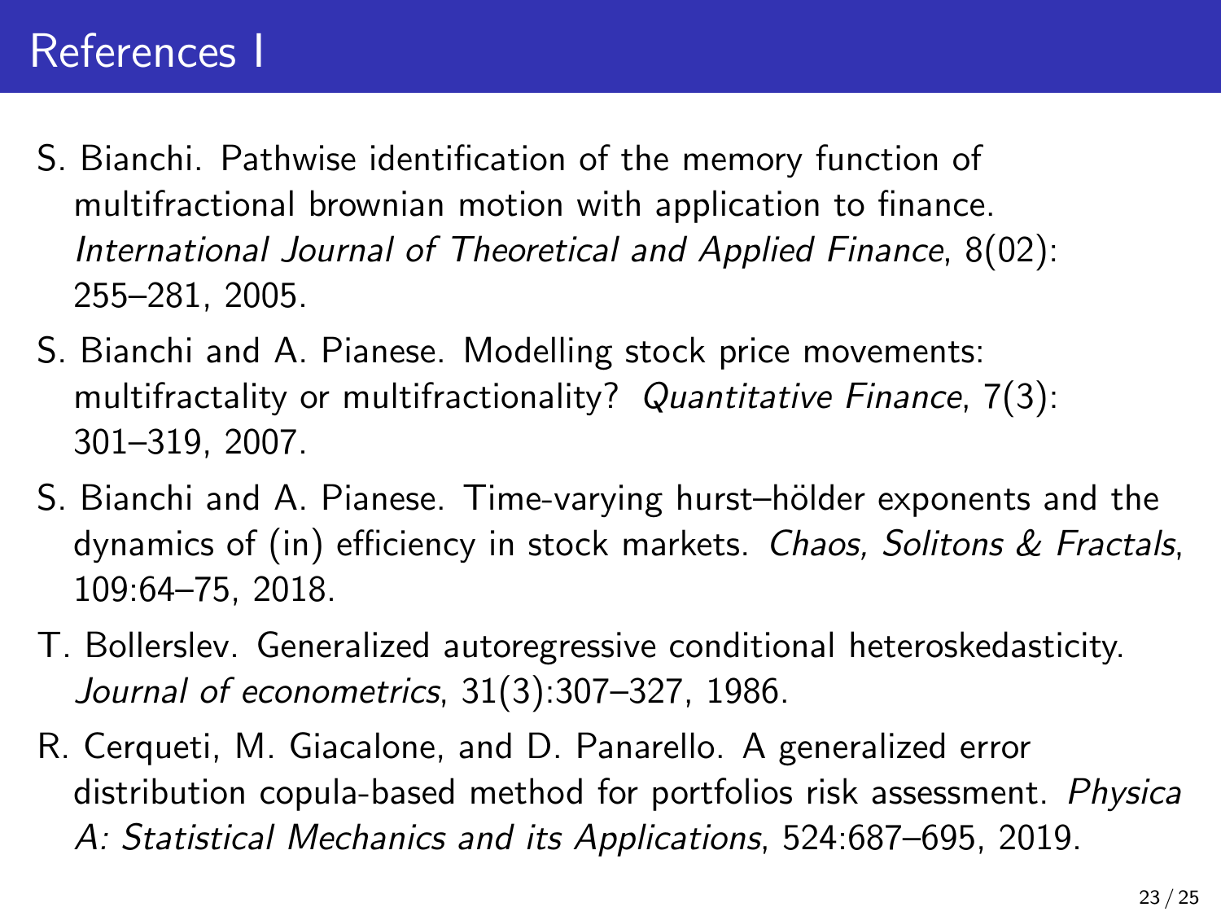# References I

S. Bianchi. Pathwise identification of the memory function of multifractional brownian motion with application to finance. *International Journal of Theoretical and Applied Finance*, 8(02): 255–281, 2005.

S. Bianchi and A. Pianese. Modelling stock price movements: multifractality or multifractionality? *Quantitative Finance*, 7(3): 301–319, 2007.

S. Bianchi and A. Pianese. Time-varying hurst–hölder exponents and the dynamics of (in) efficiency in stock markets. *Chaos, Solitons & Fractals*, 109:64–75, 2018.

T. Bollerslev. Generalized autoregressive conditional heteroskedasticity. *Journal of econometrics*, 31(3):307–327, 1986.

R. Cerqueti, M. Giacalone, and D. Panarello. A generalized error distribution copula-based method for portfolios risk assessment. *Physica A: Statistical Mechanics and its Applications*, 524:687–695, 2019.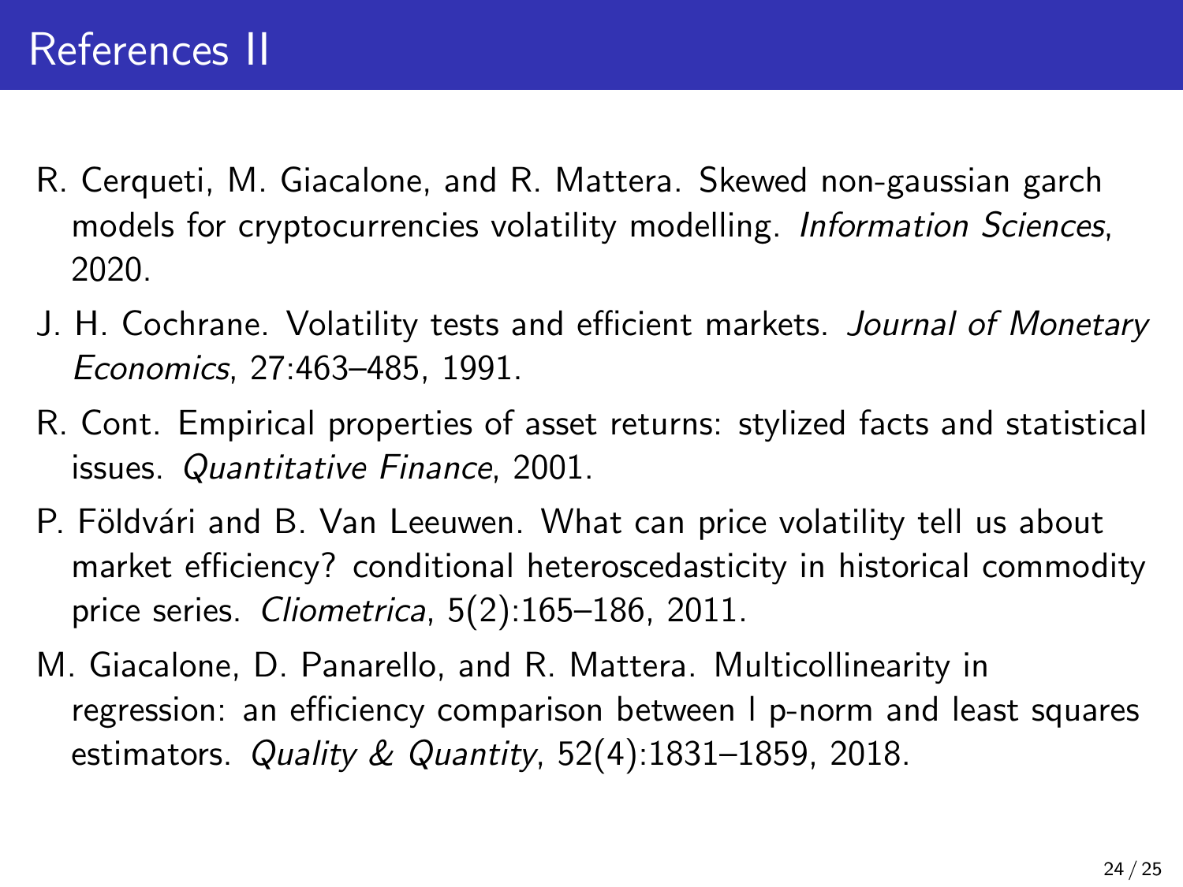# References II

R. Cerqueti, M. Giacalone, and R. Mattera. Skewed non-gaussian garch models for cryptocurrencies volatility modelling. *Information Sciences*, 2020.

J. H. Cochrane. Volatility tests and efficient markets. *Journal of Monetary Economics*, 27:463–485, 1991.

R. Cont. Empirical properties of asset returns: stylized facts and statistical issues. *Quantitative Finance*, 2001.

P. Földvári and B. Van Leeuwen. What can price volatility tell us about market efficiency? conditional heteroscedasticity in historical commodity price series. *Cliometrica*, 5(2):165–186, 2011.

M. Giacalone, D. Panarello, and R. Mattera. Multicollinearity in regression: an efficiency comparison between l p-norm and least squares estimators. *Quality & Quantity*, 52(4):1831–1859, 2018.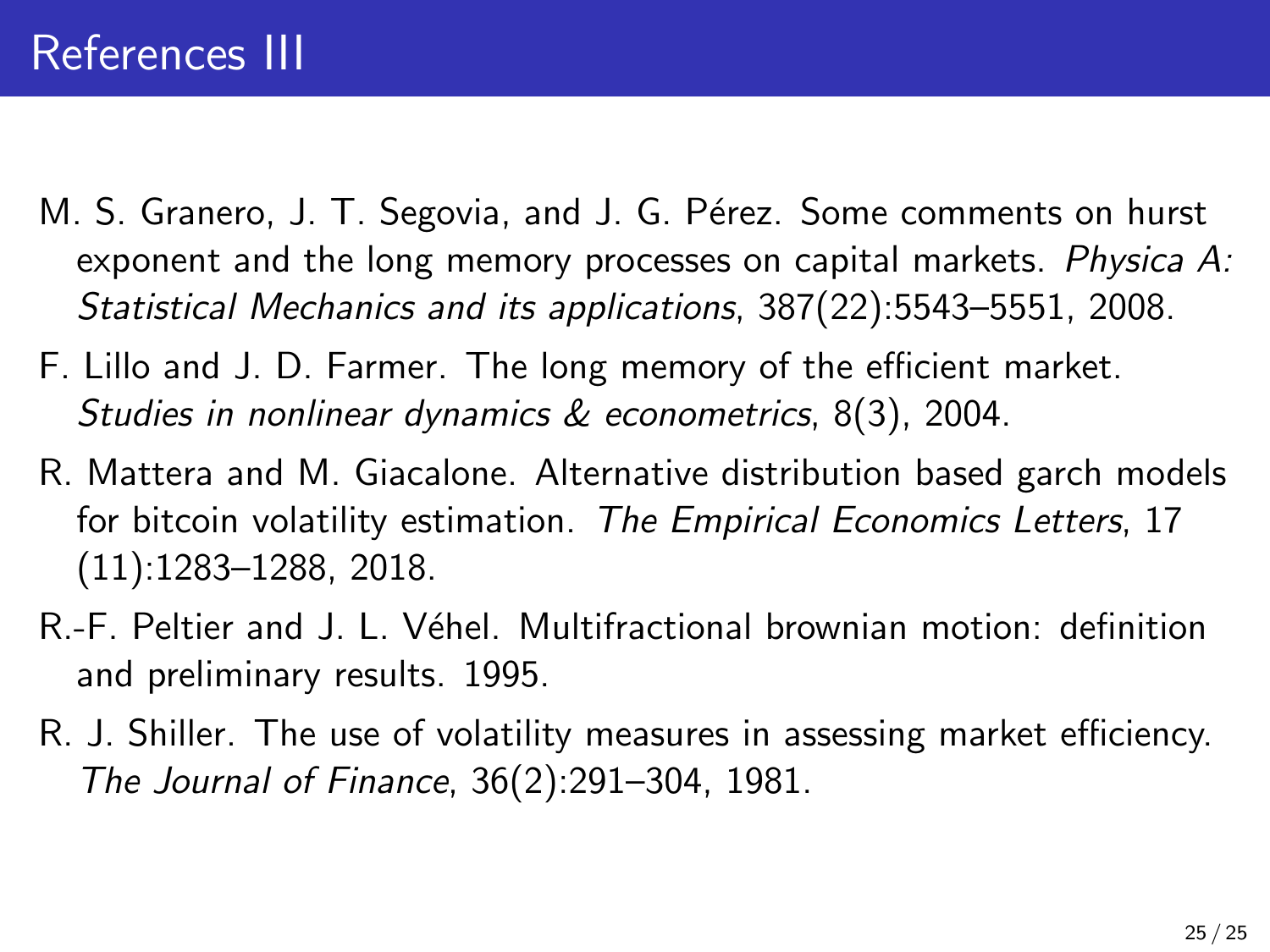# References III

M. S. Granero, J. T. Segovia, and J. G. Pérez. Some comments on hurst exponent and the long memory processes on capital markets. *Physica A: Statistical Mechanics and its applications*, 387(22):5543–5551, 2008.

F. Lillo and J. D. Farmer. The long memory of the efficient market. *Studies in nonlinear dynamics & econometrics*, 8(3), 2004.

R. Mattera and M. Giacalone. Alternative distribution based garch models for bitcoin volatility estimation. *The Empirical Economics Letters*, 17 (11):1283–1288, 2018.

R.-F. Peltier and J. L. Véhel. Multifractional brownian motion: definition and preliminary results. 1995.

R. J. Shiller. The use of volatility measures in assessing market efficiency. *The Journal of Finance*, 36(2):291–304, 1981.